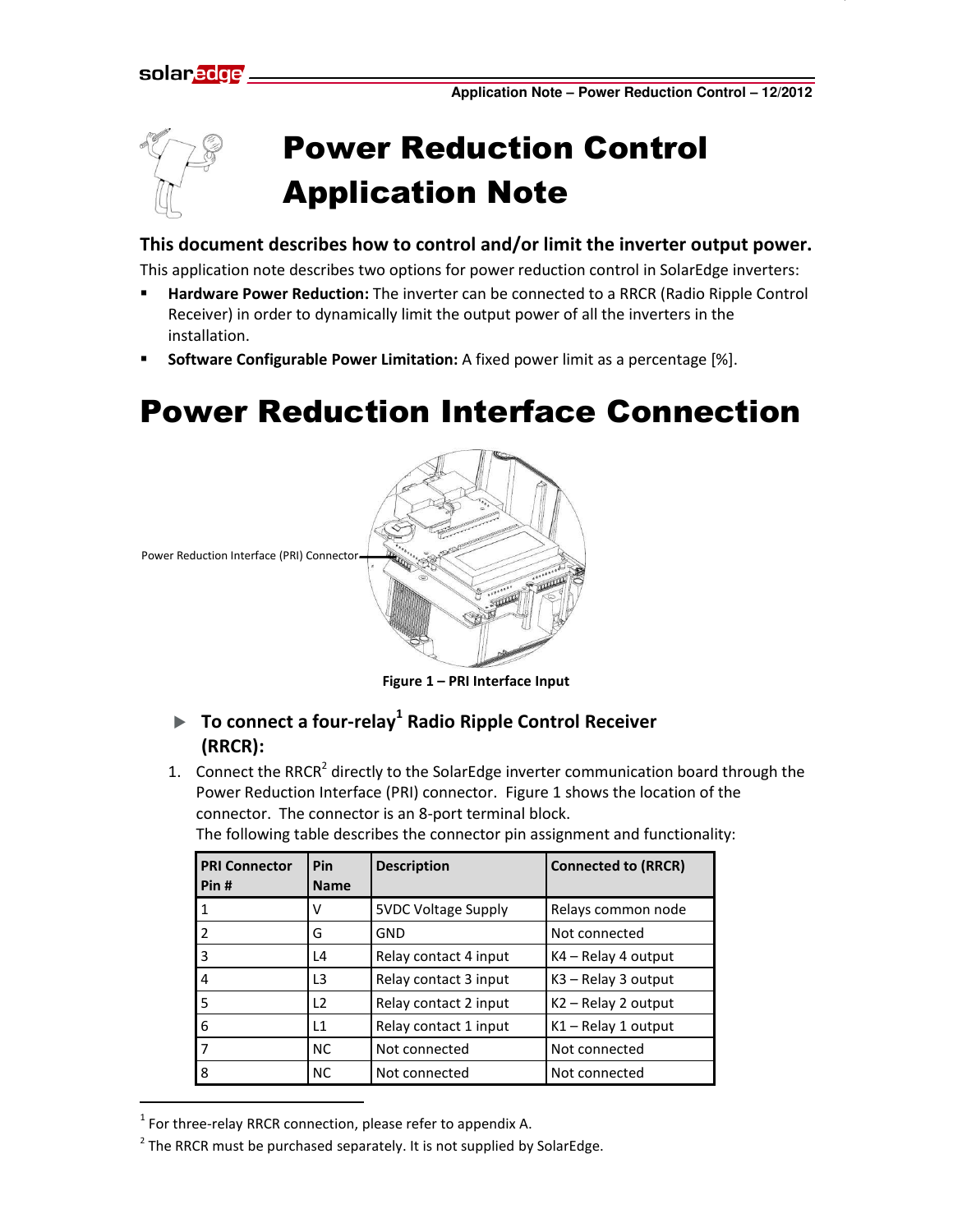# Power Reduction Control Application Note

### This document describes how to control and/or limit the inverter output power.

This application note describes two options for power reduction control in SolarEdge inverters:

- **Hardware Power Reduction:** The inverter can be connected to a RRCR (Radio Ripple Control Receiver) in order to dynamically limit the output power of all the inverters in the installation.
- **Software Configurable Power Limitation:** A fixed power limit as a percentage [%].

# Power Reduction Interface Connection

Power Reduction Interface (PRI) Connector

**Figure 1 – PRI Interface Input**

### ▶ To connect a four-relay[1] Radio Ripple Control Receiver (RRCR):

1. Connect the RRCR[2] directly to the SolarEdge inverter communication board through the Power Reduction Interface (PRI) connector. Figure 1 shows the location of the connector. The connector is an 8-port terminal block.
   The following table describes the connector pin assignment and functionality:

| PRI Connector Pin # | Pin Name | Description | Connected to (RRCR) |
|---|---|---|---|
| 1 | V | 5VDC Voltage Supply | Relays common node |
| 2 | G | GND | Not connected |
| 3 | L4 | Relay contact 4 input | K4 – Relay 4 output |
| 4 | L3 | Relay contact 3 input | K3 – Relay 3 output |
| 5 | L2 | Relay contact 2 input | K2 – Relay 2 output |
| 6 | L1 | Relay contact 1 input | K1 – Relay 1 output |
| 7 | NC | Not connected | Not connected |
| 8 | NC | Not connected | Not connected |

[1] For three-relay RRCR connection, please refer to appendix A.

[2] The RRCR must be purchased separately. It is not supplied by SolarEdge.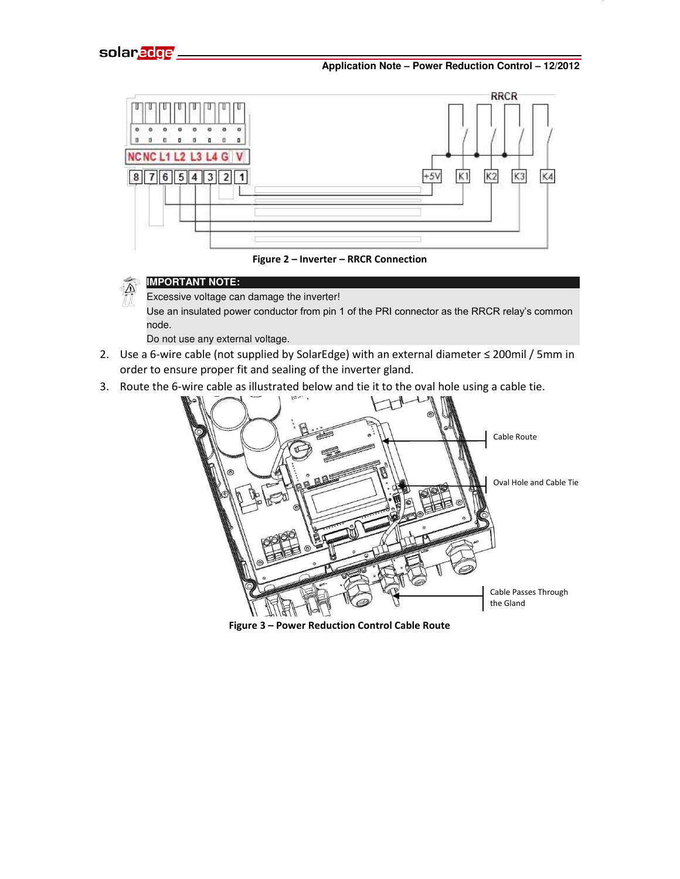RRCR

NC NC L1 L2 L3 L4 G V

8 7 6 5 4 3 2 1

+5V K1 K2 K3 K4

**Figure 2 – Inverter – RRCR Connection**

**IMPORTANT NOTE:**

Excessive voltage can damage the inverter!

Use an insulated power conductor from pin 1 of the PRI connector as the RRCR relay's common node.

Do not use any external voltage.

2. Use a 6-wire cable (not supplied by SolarEdge) with an external diameter ≤ 200mil / 5mm in order to ensure proper fit and sealing of the inverter gland.
3. Route the 6-wire cable as illustrated below and tie it to the oval hole using a cable tie.

Cable Route

Oval Hole and Cable Tie

Cable Passes Through the Gland

**Figure 3 – Power Reduction Control Cable Route**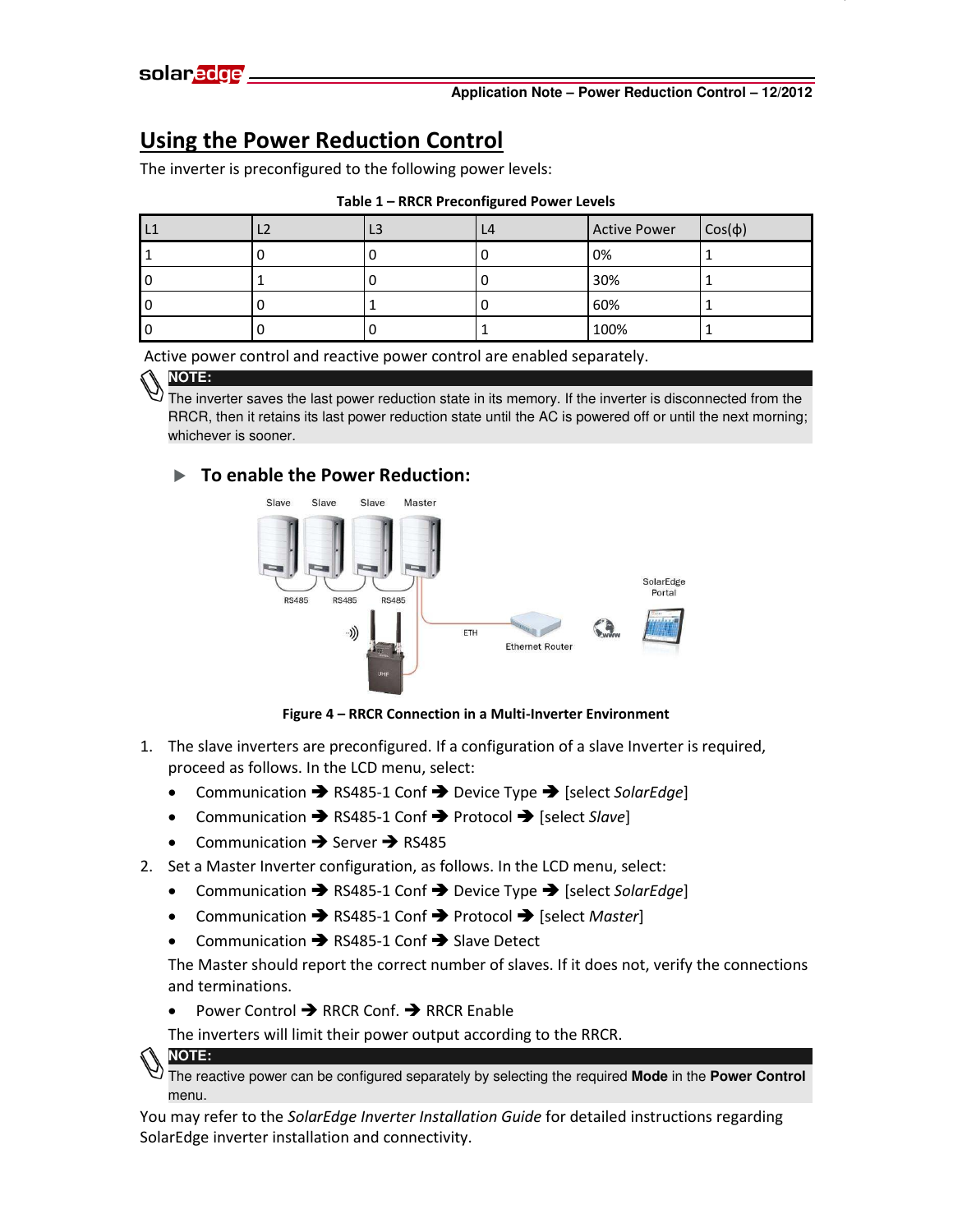# Using the Power Reduction Control

The inverter is preconfigured to the following power levels:

**Table 1 – RRCR Preconfigured Power Levels**

| L1 | L2 | L3 | L4 | Active Power | Cos(ϕ) |
|---|---|---|---|---|---|
| 1 | 0 | 0 | 0 | 0% | 1 |
| 0 | 1 | 0 | 0 | 30% | 1 |
| 0 | 0 | 1 | 0 | 60% | 1 |
| 0 | 0 | 0 | 1 | 100% | 1 |

Active power control and reactive power control are enabled separately.

**NOTE:**
The inverter saves the last power reduction state in its memory. If the inverter is disconnected from the RRCR, then it retains its last power reduction state until the AC is powered off or until the next morning; whichever is sooner.

### ▶ To enable the Power Reduction:

Slave Slave Slave Master

RS485 RS485 RS485

ETH

Ethernet Router

SolarEdge Portal

**Figure 4 – RRCR Connection in a Multi-Inverter Environment**

1. The slave inverters are preconfigured. If a configuration of a slave Inverter is required, proceed as follows. In the LCD menu, select:
   - Communication ➔ RS485-1 Conf ➔ Device Type ➔ [select *SolarEdge*]
   - Communication ➔ RS485-1 Conf ➔ Protocol ➔ [select *Slave*]
   - Communication ➔ Server ➔ RS485
2. Set a Master Inverter configuration, as follows. In the LCD menu, select:
   - Communication ➔ RS485-1 Conf ➔ Device Type ➔ [select *SolarEdge*]
   - Communication ➔ RS485-1 Conf ➔ Protocol ➔ [select *Master*]
   - Communication ➔ RS485-1 Conf ➔ Slave Detect

   The Master should report the correct number of slaves. If it does not, verify the connections and terminations.

   - Power Control ➔ RRCR Conf. ➔ RRCR Enable

   The inverters will limit their power output according to the RRCR.

**NOTE:**
The reactive power can be configured separately by selecting the required **Mode** in the **Power Control** menu.

You may refer to the *SolarEdge Inverter Installation Guide* for detailed instructions regarding SolarEdge inverter installation and connectivity.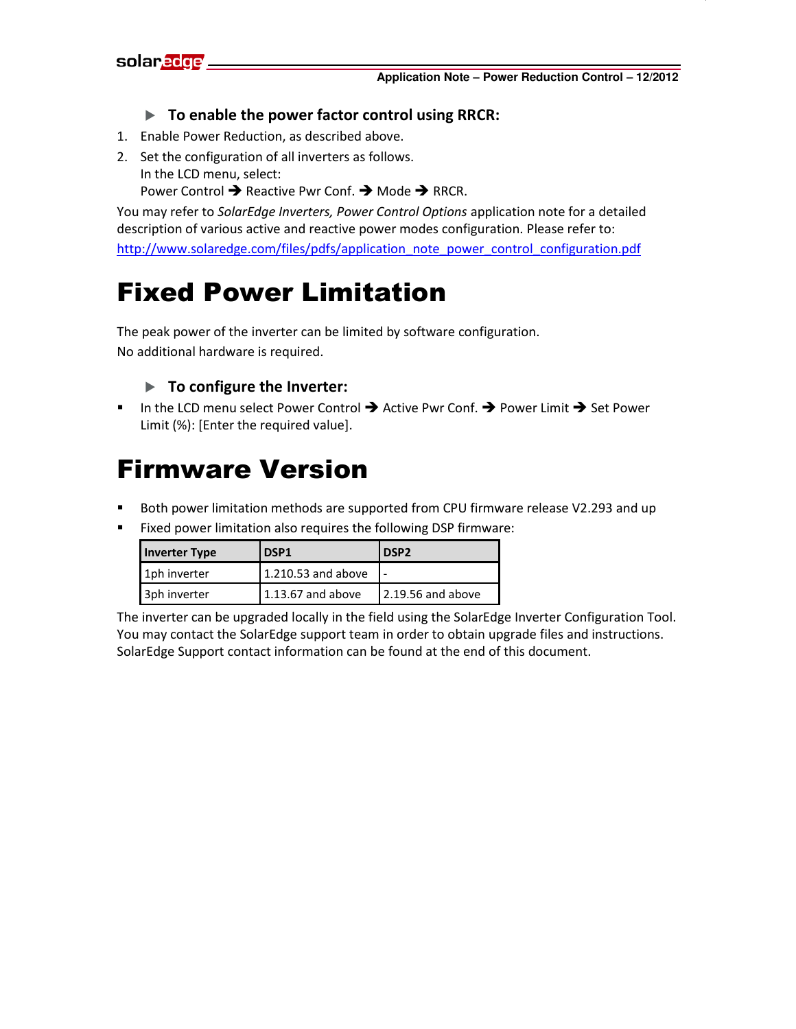### ▶ To enable the power factor control using RRCR:

1. Enable Power Reduction, as described above.
2. Set the configuration of all inverters as follows.
   In the LCD menu, select:
   Power Control ➔ Reactive Pwr Conf. ➔ Mode ➔ RRCR.

You may refer to *SolarEdge Inverters, Power Control Options* application note for a detailed description of various active and reactive power modes configuration. Please refer to:
http://www.solaredge.com/files/pdfs/application_note_power_control_configuration.pdf

# Fixed Power Limitation

The peak power of the inverter can be limited by software configuration.

No additional hardware is required.

### ▶ To configure the Inverter:

- In the LCD menu select Power Control ➔ Active Pwr Conf. ➔ Power Limit ➔ Set Power Limit (%): [Enter the required value].

# Firmware Version

- Both power limitation methods are supported from CPU firmware release V2.293 and up
- Fixed power limitation also requires the following DSP firmware:

| Inverter Type | DSP1 | DSP2 |
|---|---|---|
| 1ph inverter | 1.210.53 and above | - |
| 3ph inverter | 1.13.67 and above | 2.19.56 and above |

The inverter can be upgraded locally in the field using the SolarEdge Inverter Configuration Tool. You may contact the SolarEdge support team in order to obtain upgrade files and instructions. SolarEdge Support contact information can be found at the end of this document.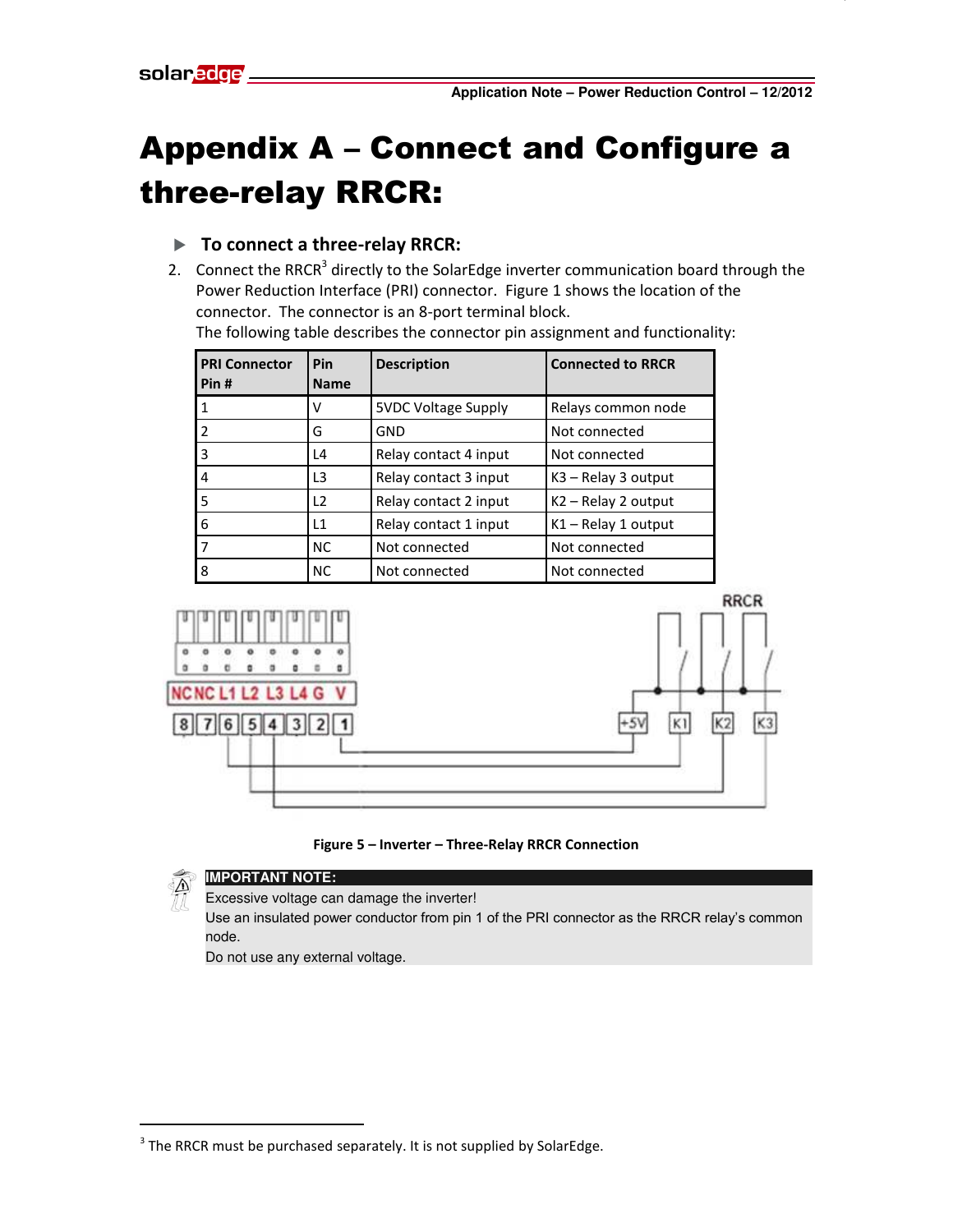# Appendix A – Connect and Configure a three-relay RRCR:

▶ **To connect a three-relay RRCR:**

2. Connect the RRCR[3] directly to the SolarEdge inverter communication board through the Power Reduction Interface (PRI) connector. Figure 1 shows the location of the connector. The connector is an 8-port terminal block.
   The following table describes the connector pin assignment and functionality:

| PRI Connector Pin # | Pin Name | Description | Connected to RRCR |
|---|---|---|---|
| 1 | V | 5VDC Voltage Supply | Relays common node |
| 2 | G | GND | Not connected |
| 3 | L4 | Relay contact 4 input | Not connected |
| 4 | L3 | Relay contact 3 input | K3 – Relay 3 output |
| 5 | L2 | Relay contact 2 input | K2 – Relay 2 output |
| 6 | L1 | Relay contact 1 input | K1 – Relay 1 output |
| 7 | NC | Not connected | Not connected |
| 8 | NC | Not connected | Not connected |

NC NC L1 L2 L3 L4 G V

8 7 6 5 4 3 2 1

RRCR

+5V K1 K2 K3

**Figure 5 – Inverter – Three-Relay RRCR Connection**

**IMPORTANT NOTE:**

Excessive voltage can damage the inverter!

Use an insulated power conductor from pin 1 of the PRI connector as the RRCR relay's common node.

Do not use any external voltage.

[3] The RRCR must be purchased separately. It is not supplied by SolarEdge.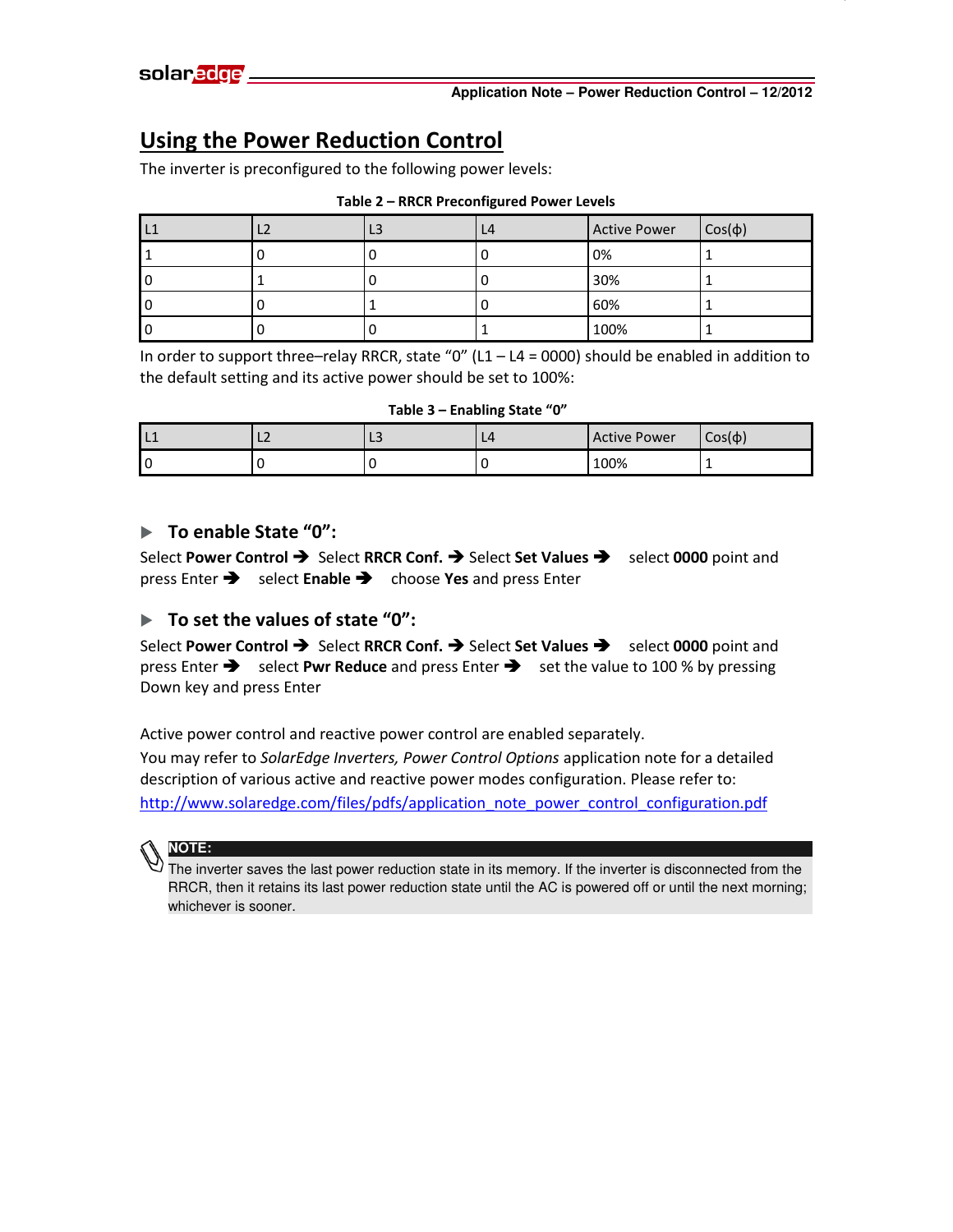## Using the Power Reduction Control

The inverter is preconfigured to the following power levels:

**Table 2 – RRCR Preconfigured Power Levels**

| L1 | L2 | L3 | L4 | Active Power | Cos(ϕ) |
|---|---|---|---|---|---|
| 1 | 0 | 0 | 0 | 0% | 1 |
| 0 | 1 | 0 | 0 | 30% | 1 |
| 0 | 0 | 1 | 0 | 60% | 1 |
| 0 | 0 | 0 | 1 | 100% | 1 |

In order to support three–relay RRCR, state “0” (L1 – L4 = 0000) should be enabled in addition to the default setting and its active power should be set to 100%:

**Table 3 – Enabling State “0”**

| L1 | L2 | L3 | L4 | Active Power | Cos(ϕ) |
|---|---|---|---|---|---|
| 0 | 0 | 0 | 0 | 100% | 1 |

### ▶ To enable State “0”:

Select **Power Control** ➔ Select **RRCR Conf.** ➔ Select **Set Values** ➔ select **0000** point and press Enter ➔ select **Enable** ➔ choose **Yes** and press Enter

### ▶ To set the values of state “0”:

Select **Power Control** ➔ Select **RRCR Conf.** ➔ Select **Set Values** ➔ select **0000** point and press Enter ➔ select **Pwr Reduce** and press Enter ➔ set the value to 100 % by pressing Down key and press Enter

Active power control and reactive power control are enabled separately.

You may refer to *SolarEdge Inverters, Power Control Options* application note for a detailed description of various active and reactive power modes configuration. Please refer to: http://www.solaredge.com/files/pdfs/application_note_power_control_configuration.pdf

**NOTE:**

The inverter saves the last power reduction state in its memory. If the inverter is disconnected from the RRCR, then it retains its last power reduction state until the AC is powered off or until the next morning; whichever is sooner.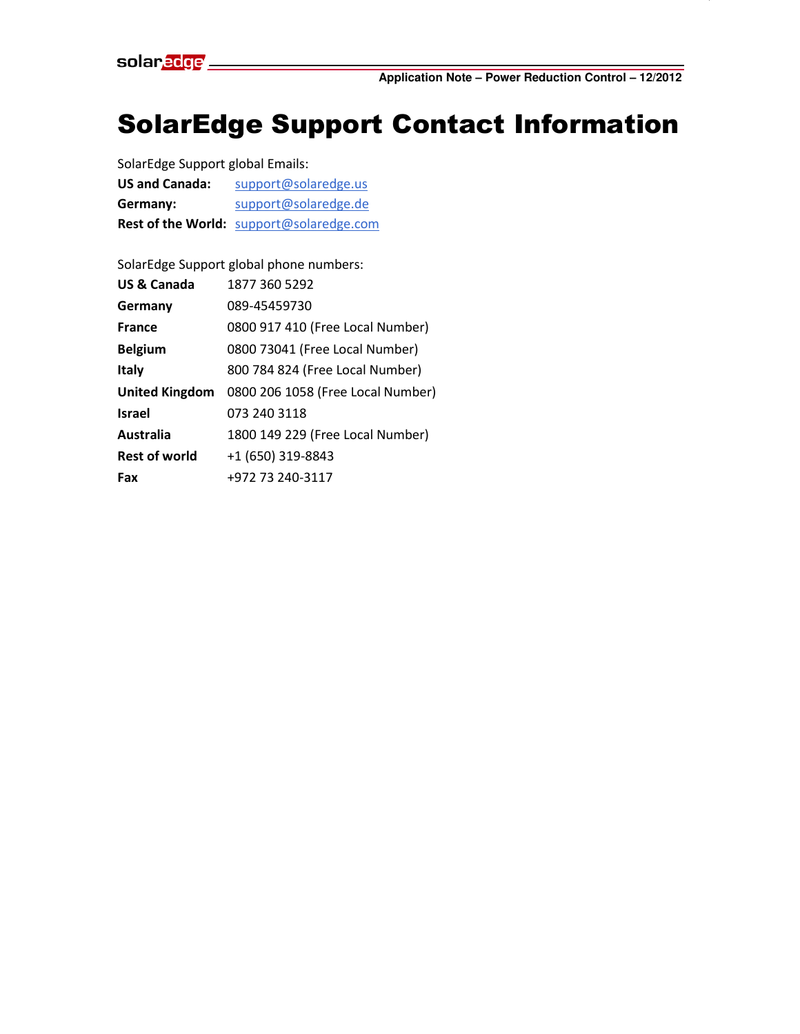# SolarEdge Support Contact Information

SolarEdge Support global Emails:

| | |
|---|---|
| **US and Canada:** | support@solaredge.us |
| **Germany:** | support@solaredge.de |
| **Rest of the World:** | support@solaredge.com |

SolarEdge Support global phone numbers:

| | |
|---|---|
| **US & Canada** | 1877 360 5292 |
| **Germany** | 089-45459730 |
| **France** | 0800 917 410 (Free Local Number) |
| **Belgium** | 0800 73041 (Free Local Number) |
| **Italy** | 800 784 824 (Free Local Number) |
| **United Kingdom** | 0800 206 1058 (Free Local Number) |
| **Israel** | 073 240 3118 |
| **Australia** | 1800 149 229 (Free Local Number) |
| **Rest of world** | +1 (650) 319-8843 |
| **Fax** | +972 73 240-3117 |